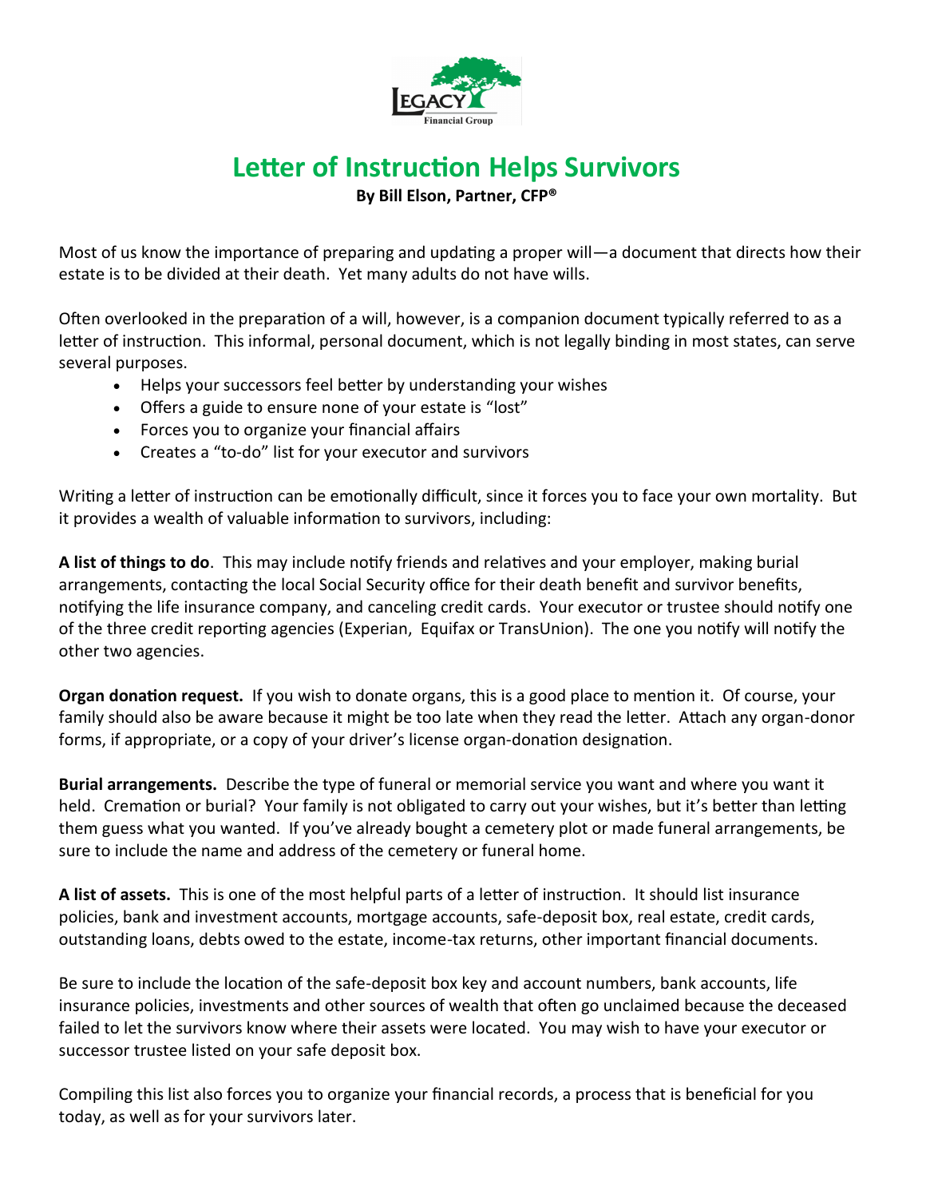# Letter of Instruction Helps Survivors

**By Bill Elson, Partner, CFP®**

Most of us know the importance of preparing and updating a proper will—a document that directs how their estate is to be divided at their death. Yet many adults do not have wills.

Often overlooked in the preparation of a will, however, is a companion document typically referred to as a letter of instruction. This informal, personal document, which is not legally binding in most states, can serve several purposes.

- Helps your successors feel better by understanding your wishes
- Offers a guide to ensure none of your estate is "lost"
- Forces you to organize your financial affairs
- Creates a "to-do" list for your executor and survivors

Writing a letter of instruction can be emotionally difficult, since it forces you to face your own mortality. But it provides a wealth of valuable information to survivors, including:

**A list of things to do**. This may include notify friends and relatives and your employer, making burial arrangements, contacting the local Social Security office for their death benefit and survivor benefits, notifying the life insurance company, and canceling credit cards. Your executor or trustee should notify one of the three credit reporting agencies (Experian, Equifax or TransUnion). The one you notify will notify the other two agencies.

**Organ donation request.** If you wish to donate organs, this is a good place to mention it. Of course, your family should also be aware because it might be too late when they read the letter. Attach any organ-donor forms, if appropriate, or a copy of your driver's license organ-donation designation.

**Burial arrangements.** Describe the type of funeral or memorial service you want and where you want it held. Cremation or burial? Your family is not obligated to carry out your wishes, but it's better than letting them guess what you wanted. If you've already bought a cemetery plot or made funeral arrangements, be sure to include the name and address of the cemetery or funeral home.

**A list of assets.** This is one of the most helpful parts of a letter of instruction. It should list insurance policies, bank and investment accounts, mortgage accounts, safe-deposit box, real estate, credit cards, outstanding loans, debts owed to the estate, income-tax returns, other important financial documents.

Be sure to include the location of the safe-deposit box key and account numbers, bank accounts, life insurance policies, investments and other sources of wealth that often go unclaimed because the deceased failed to let the survivors know where their assets were located. You may wish to have your executor or successor trustee listed on your safe deposit box.

Compiling this list also forces you to organize your financial records, a process that is beneficial for you today, as well as for your survivors later.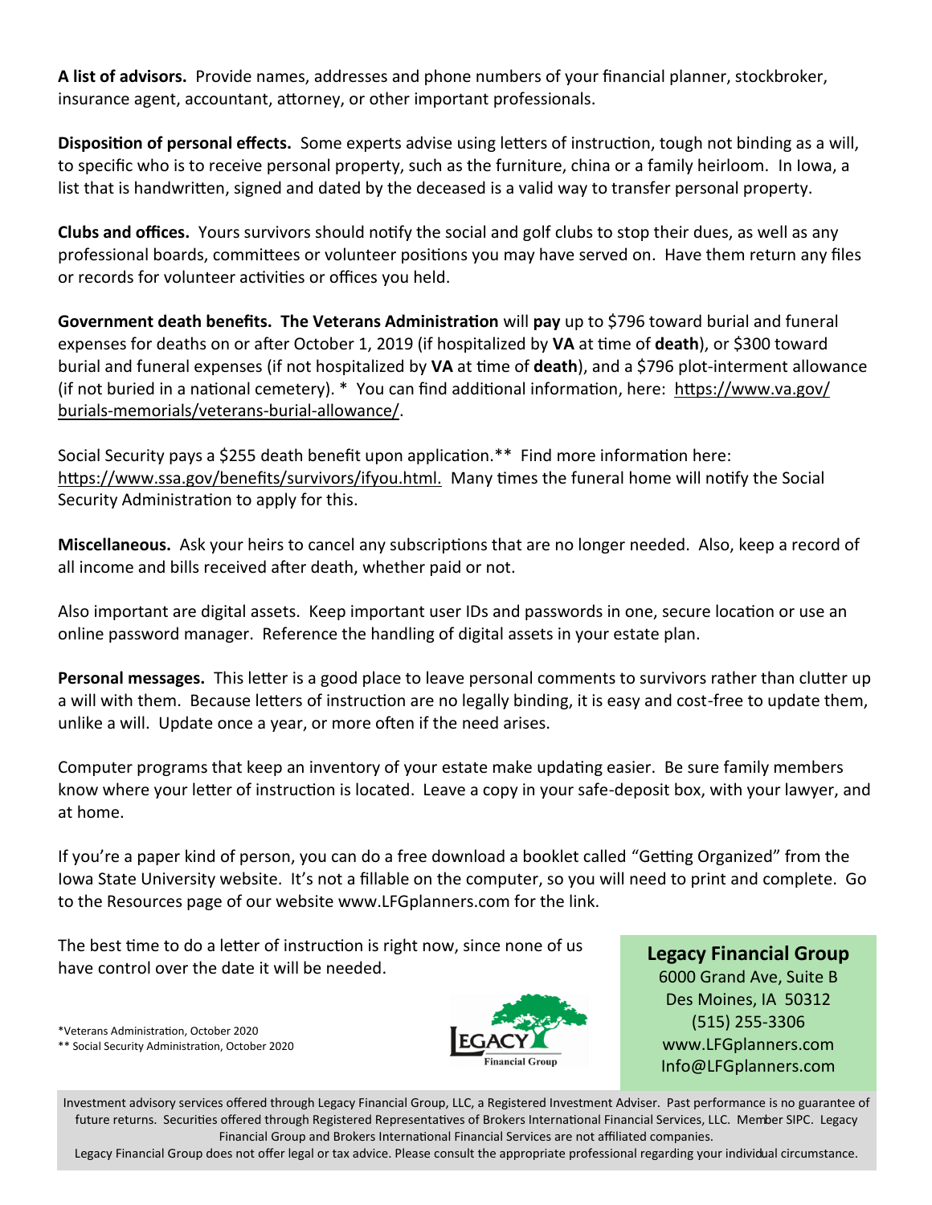**A list of advisors.** Provide names, addresses and phone numbers of your financial planner, stockbroker, insurance agent, accountant, attorney, or other important professionals.

**Disposition of personal effects.** Some experts advise using letters of instruction, tough not binding as a will, to specific who is to receive personal property, such as the furniture, china or a family heirloom. In Iowa, a list that is handwritten, signed and dated by the deceased is a valid way to transfer personal property.

**Clubs and offices.** Yours survivors should notify the social and golf clubs to stop their dues, as well as any professional boards, committees or volunteer positions you may have served on. Have them return any files or records for volunteer activities or offices you held.

**Government death benefits. The Veterans Administration** will **pay** up to $796 toward burial and funeral expenses for deaths on or after October 1, 2019 (if hospitalized by **VA** at time of **death**), or $300 toward burial and funeral expenses (if not hospitalized by **VA** at time of **death**), and a $796 plot-interment allowance (if not buried in a national cemetery). * You can find additional information, here: https://www.va.gov/burials-memorials/veterans-burial-allowance/.

Social Security pays a $255 death benefit upon application.** Find more information here: https://www.ssa.gov/benefits/survivors/ifyou.html. Many times the funeral home will notify the Social Security Administration to apply for this.

**Miscellaneous.** Ask your heirs to cancel any subscriptions that are no longer needed. Also, keep a record of all income and bills received after death, whether paid or not.

Also important are digital assets. Keep important user IDs and passwords in one, secure location or use an online password manager. Reference the handling of digital assets in your estate plan.

**Personal messages.** This letter is a good place to leave personal comments to survivors rather than clutter up a will with them. Because letters of instruction are no legally binding, it is easy and cost-free to update them, unlike a will. Update once a year, or more often if the need arises.

Computer programs that keep an inventory of your estate make updating easier. Be sure family members know where your letter of instruction is located. Leave a copy in your safe-deposit box, with your lawyer, and at home.

If you're a paper kind of person, you can do a free download a booklet called "Getting Organized" from the Iowa State University website. It's not a fillable on the computer, so you will need to print and complete. Go to the Resources page of our website www.LFGplanners.com for the link.

The best time to do a letter of instruction is right now, since none of us have control over the date it will be needed.

*Veterans Administration, October 2020
** Social Security Administration, October 2020

**Legacy Financial Group**
6000 Grand Ave, Suite B
Des Moines, IA 50312
(515) 255-3306
www.LFGplanners.com
Info@LFGplanners.com

Investment advisory services offered through Legacy Financial Group, LLC, a Registered Investment Adviser. Past performance is no guarantee of future returns. Securities offered through Registered Representatives of Brokers International Financial Services, LLC. Member SIPC. Legacy Financial Group and Brokers International Financial Services are not affiliated companies.
Legacy Financial Group does not offer legal or tax advice. Please consult the appropriate professional regarding your individual circumstance.